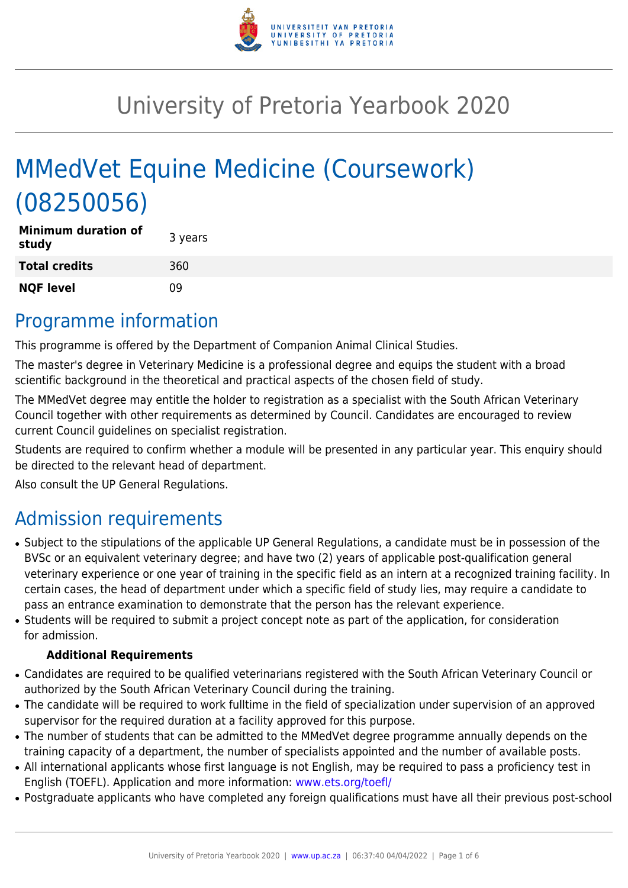# University of Pretoria Yearbook 2020

# MMedVet Equine Medicine (Coursework) (08250056)

| | |
|---|---|
| **Minimum duration of study** | 3 years |
| **Total credits** | 360 |
| **NQF level** | 09 |

## Programme information

This programme is offered by the Department of Companion Animal Clinical Studies.

The master's degree in Veterinary Medicine is a professional degree and equips the student with a broad scientific background in the theoretical and practical aspects of the chosen field of study.

The MMedVet degree may entitle the holder to registration as a specialist with the South African Veterinary Council together with other requirements as determined by Council. Candidates are encouraged to review current Council guidelines on specialist registration.

Students are required to confirm whether a module will be presented in any particular year. This enquiry should be directed to the relevant head of department.

Also consult the UP General Regulations.

## Admission requirements

- Subject to the stipulations of the applicable UP General Regulations, a candidate must be in possession of the BVSc or an equivalent veterinary degree; and have two (2) years of applicable post-qualification general veterinary experience or one year of training in the specific field as an intern at a recognized training facility. In certain cases, the head of department under which a specific field of study lies, may require a candidate to pass an entrance examination to demonstrate that the person has the relevant experience.
- Students will be required to submit a project concept note as part of the application, for consideration for admission.

**Additional Requirements**

- Candidates are required to be qualified veterinarians registered with the South African Veterinary Council or authorized by the South African Veterinary Council during the training.
- The candidate will be required to work fulltime in the field of specialization under supervision of an approved supervisor for the required duration at a facility approved for this purpose.
- The number of students that can be admitted to the MMedVet degree programme annually depends on the training capacity of a department, the number of specialists appointed and the number of available posts.
- All international applicants whose first language is not English, may be required to pass a proficiency test in English (TOEFL). Application and more information: www.ets.org/toefl/
- Postgraduate applicants who have completed any foreign qualifications must have all their previous post-school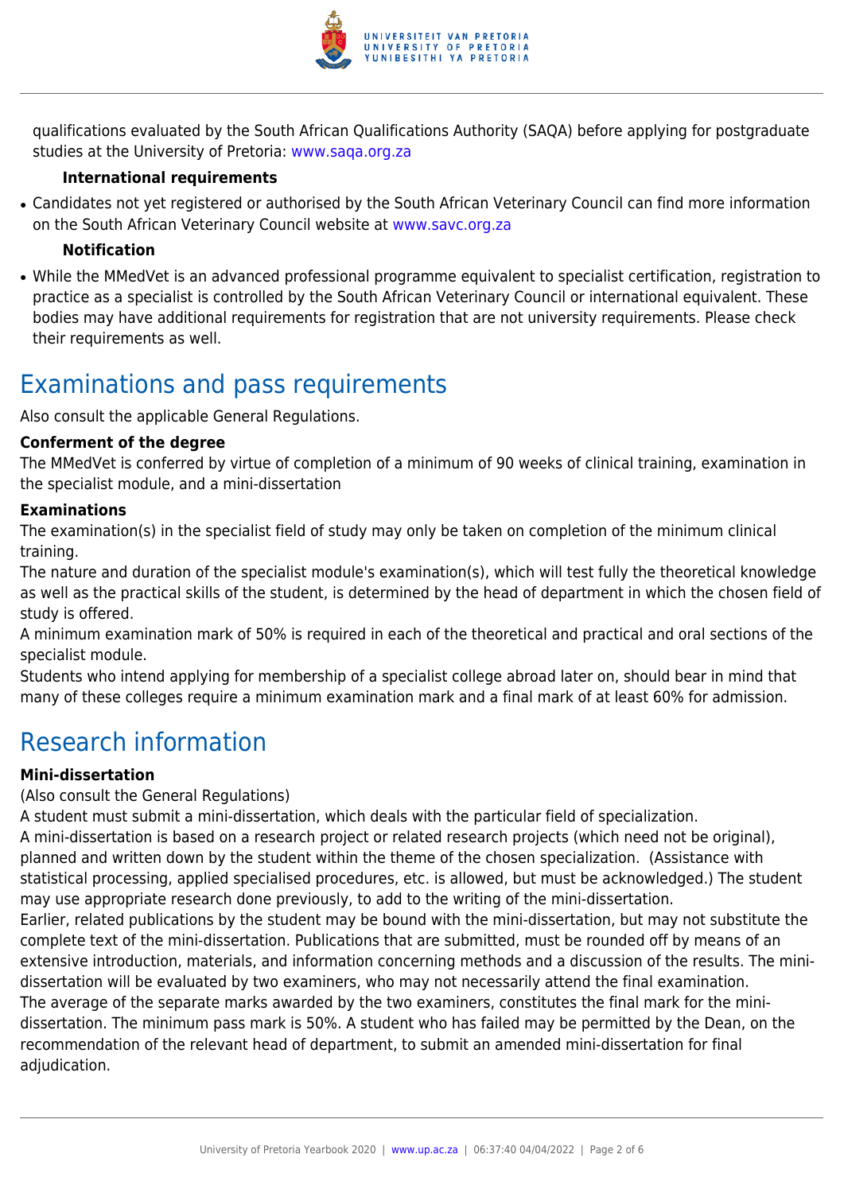qualifications evaluated by the South African Qualifications Authority (SAQA) before applying for postgraduate studies at the University of Pretoria: www.saqa.org.za

**International requirements**

- Candidates not yet registered or authorised by the South African Veterinary Council can find more information on the South African Veterinary Council website at www.savc.org.za

**Notification**

- While the MMedVet is an advanced professional programme equivalent to specialist certification, registration to practice as a specialist is controlled by the South African Veterinary Council or international equivalent. These bodies may have additional requirements for registration that are not university requirements. Please check their requirements as well.

## Examinations and pass requirements

Also consult the applicable General Regulations.

**Conferment of the degree**

The MMedVet is conferred by virtue of completion of a minimum of 90 weeks of clinical training, examination in the specialist module, and a mini-dissertation

**Examinations**

The examination(s) in the specialist field of study may only be taken on completion of the minimum clinical training.

The nature and duration of the specialist module's examination(s), which will test fully the theoretical knowledge as well as the practical skills of the student, is determined by the head of department in which the chosen field of study is offered.

A minimum examination mark of 50% is required in each of the theoretical and practical and oral sections of the specialist module.

Students who intend applying for membership of a specialist college abroad later on, should bear in mind that many of these colleges require a minimum examination mark and a final mark of at least 60% for admission.

## Research information

**Mini-dissertation**

(Also consult the General Regulations)

A student must submit a mini-dissertation, which deals with the particular field of specialization.

A mini-dissertation is based on a research project or related research projects (which need not be original), planned and written down by the student within the theme of the chosen specialization. (Assistance with statistical processing, applied specialised procedures, etc. is allowed, but must be acknowledged.) The student may use appropriate research done previously, to add to the writing of the mini-dissertation.

Earlier, related publications by the student may be bound with the mini-dissertation, but may not substitute the complete text of the mini-dissertation. Publications that are submitted, must be rounded off by means of an extensive introduction, materials, and information concerning methods and a discussion of the results. The mini-dissertation will be evaluated by two examiners, who may not necessarily attend the final examination.

The average of the separate marks awarded by the two examiners, constitutes the final mark for the mini-dissertation. The minimum pass mark is 50%. A student who has failed may be permitted by the Dean, on the recommendation of the relevant head of department, to submit an amended mini-dissertation for final adjudication.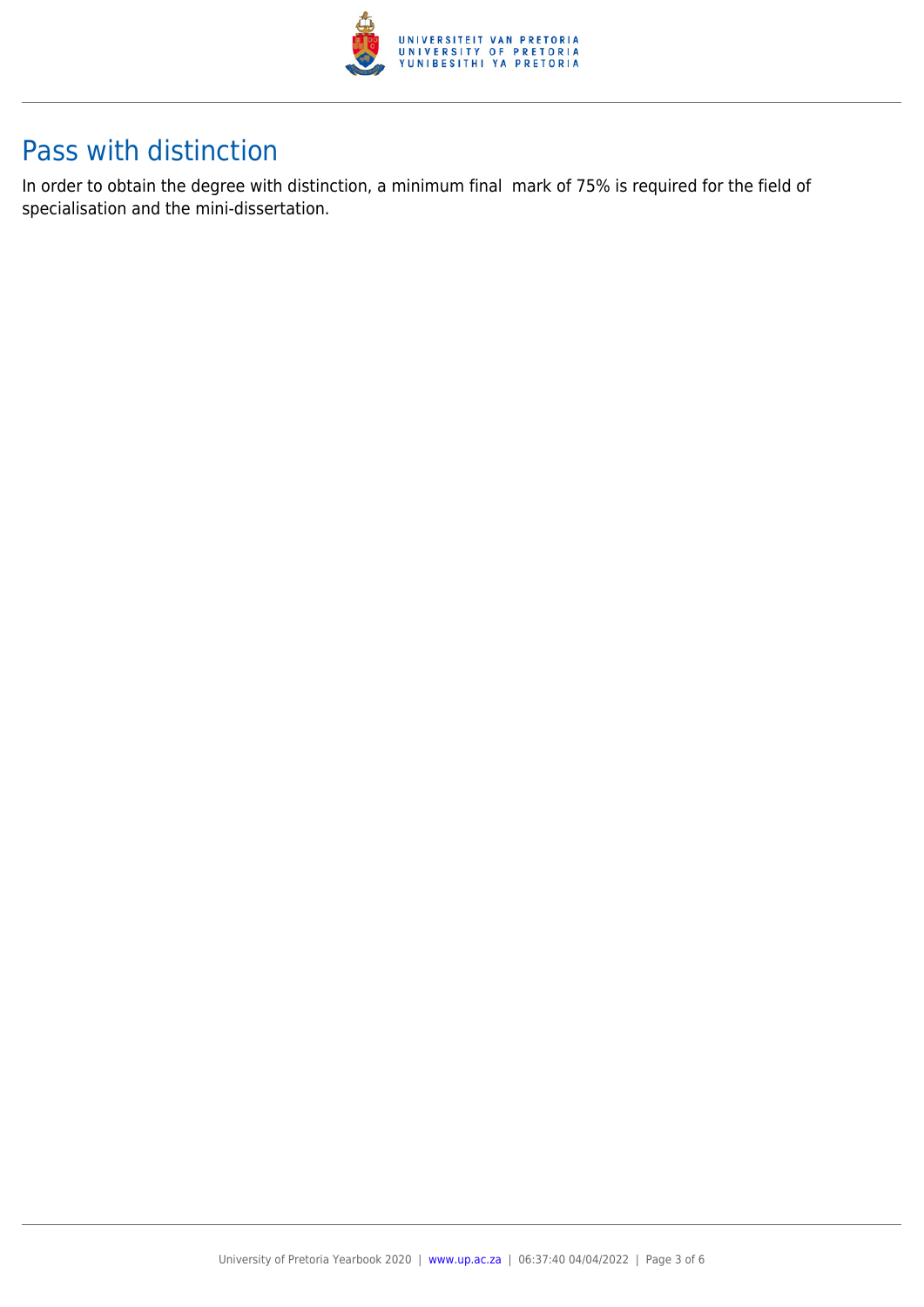## Pass with distinction

In order to obtain the degree with distinction, a minimum final mark of 75% is required for the field of specialisation and the mini-dissertation.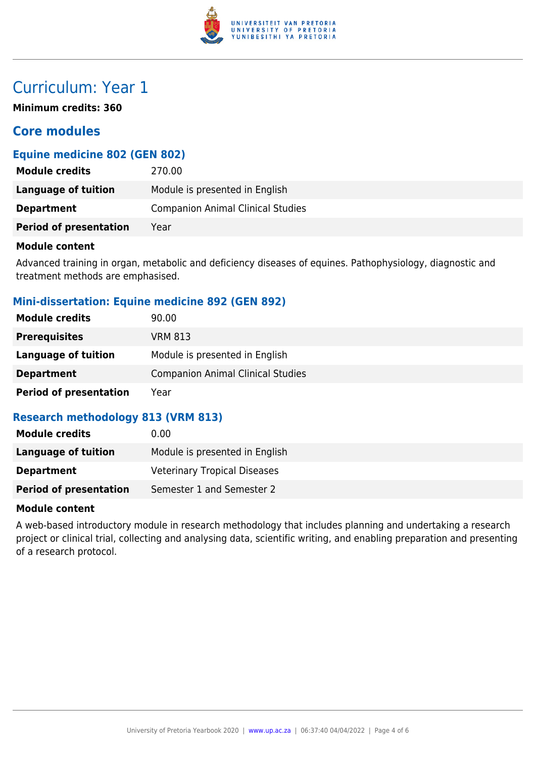# Curriculum: Year 1

**Minimum credits: 360**

## Core modules

### Equine medicine 802 (GEN 802)

| | |
|---|---|
| **Module credits** | 270.00 |
| **Language of tuition** | Module is presented in English |
| **Department** | Companion Animal Clinical Studies |
| **Period of presentation** | Year |

**Module content**

Advanced training in organ, metabolic and deficiency diseases of equines. Pathophysiology, diagnostic and treatment methods are emphasised.

### Mini-dissertation: Equine medicine 892 (GEN 892)

| | |
|---|---|
| **Module credits** | 90.00 |
| **Prerequisites** | VRM 813 |
| **Language of tuition** | Module is presented in English |
| **Department** | Companion Animal Clinical Studies |
| **Period of presentation** | Year |

### Research methodology 813 (VRM 813)

| | |
|---|---|
| **Module credits** | 0.00 |
| **Language of tuition** | Module is presented in English |
| **Department** | Veterinary Tropical Diseases |
| **Period of presentation** | Semester 1 and Semester 2 |

**Module content**

A web-based introductory module in research methodology that includes planning and undertaking a research project or clinical trial, collecting and analysing data, scientific writing, and enabling preparation and presenting of a research protocol.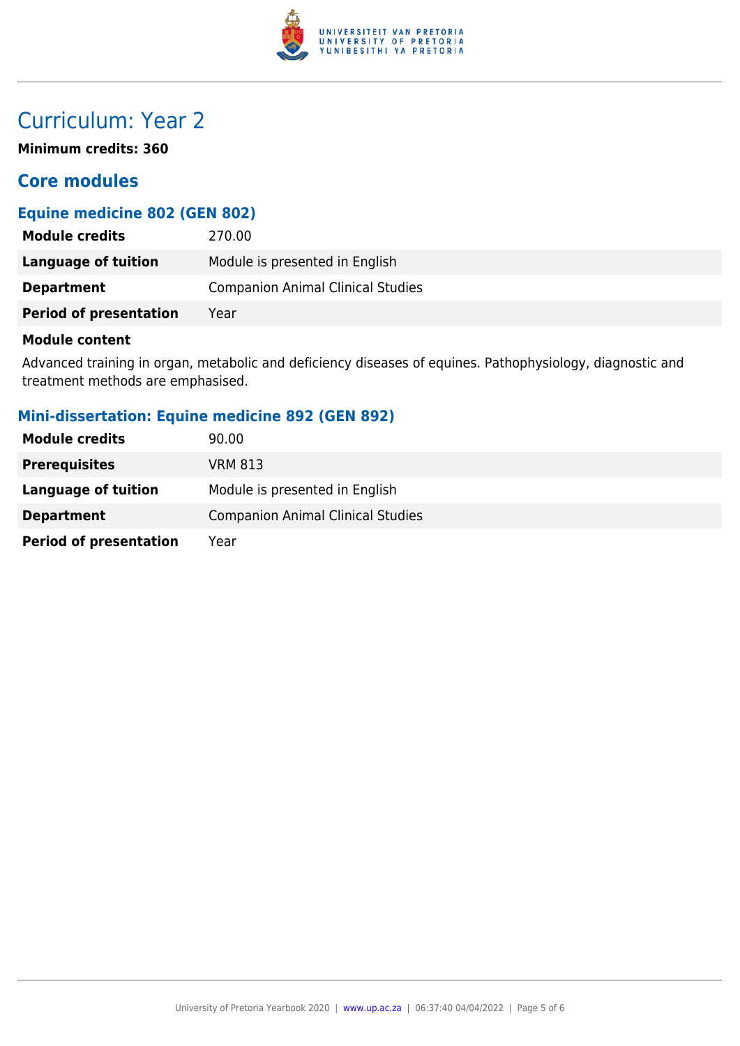# Curriculum: Year 2

**Minimum credits: 360**

## Core modules

### Equine medicine 802 (GEN 802)

| | |
|---|---|
| **Module credits** | 270.00 |
| **Language of tuition** | Module is presented in English |
| **Department** | Companion Animal Clinical Studies |
| **Period of presentation** | Year |

**Module content**

Advanced training in organ, metabolic and deficiency diseases of equines. Pathophysiology, diagnostic and treatment methods are emphasised.

### Mini-dissertation: Equine medicine 892 (GEN 892)

| | |
|---|---|
| **Module credits** | 90.00 |
| **Prerequisites** | VRM 813 |
| **Language of tuition** | Module is presented in English |
| **Department** | Companion Animal Clinical Studies |
| **Period of presentation** | Year |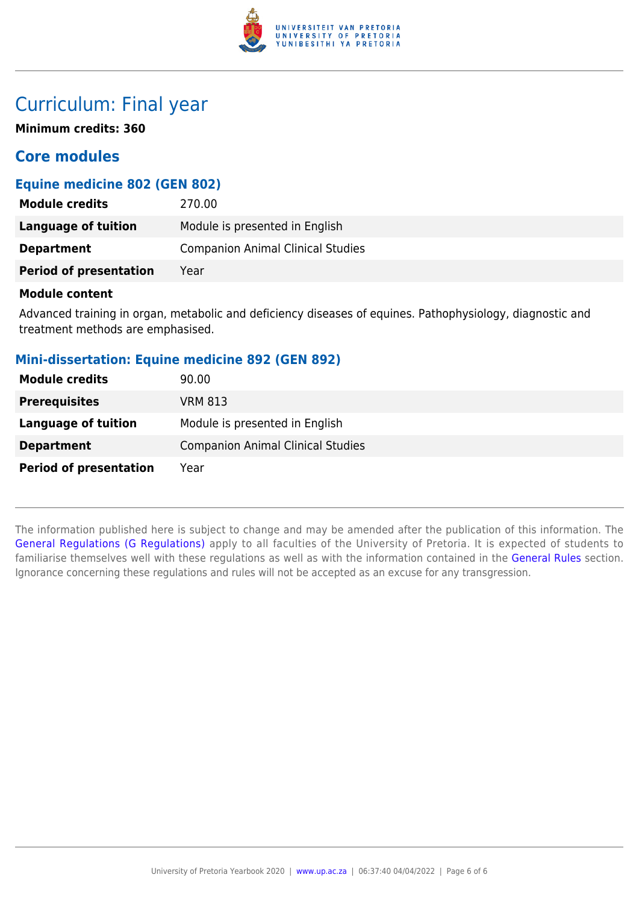# Curriculum: Final year

**Minimum credits: 360**

## Core modules

### Equine medicine 802 (GEN 802)

| | |
|---|---|
| **Module credits** | 270.00 |
| **Language of tuition** | Module is presented in English |
| **Department** | Companion Animal Clinical Studies |
| **Period of presentation** | Year |

**Module content**

Advanced training in organ, metabolic and deficiency diseases of equines. Pathophysiology, diagnostic and treatment methods are emphasised.

### Mini-dissertation: Equine medicine 892 (GEN 892)

| | |
|---|---|
| **Module credits** | 90.00 |
| **Prerequisites** | VRM 813 |
| **Language of tuition** | Module is presented in English |
| **Department** | Companion Animal Clinical Studies |
| **Period of presentation** | Year |

The information published here is subject to change and may be amended after the publication of this information. The General Regulations (G Regulations) apply to all faculties of the University of Pretoria. It is expected of students to familiarise themselves well with these regulations as well as with the information contained in the General Rules section. Ignorance concerning these regulations and rules will not be accepted as an excuse for any transgression.